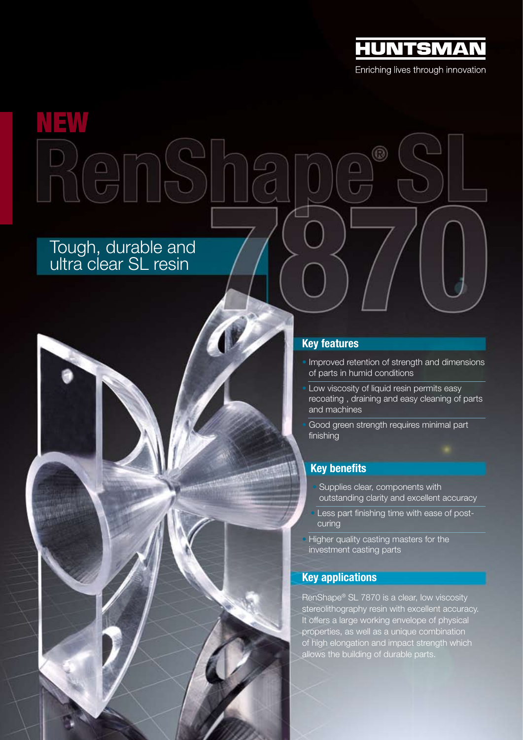HUNTSMAN

Enriching lives through innovation

# NEW RenShape® SL 7870

## Tough, durable and ultra clear SL resin

### Key features

- Improved retention of strength and dimensions of parts in humid conditions
- Low viscosity of liquid resin permits easy recoating , draining and easy cleaning of parts and machines
- Good green strength requires minimal part finishing

### Key benefits

- Supplies clear, components with outstanding clarity and excellent accuracy
- Less part finishing time with ease of post-curing
- Higher quality casting masters for the investment casting parts

### Key applications

RenShape® SL 7870 is a clear, low viscosity stereolithography resin with excellent accuracy. It offers a large working envelope of physical properties, as well as a unique combination of high elongation and impact strength which allows the building of durable parts.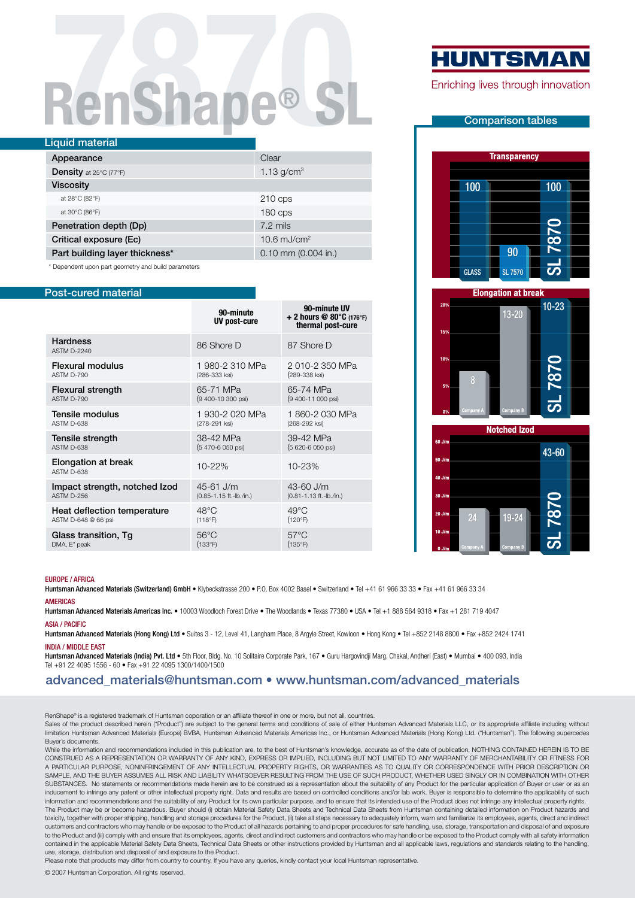# RenShape® SL 7870

**HUNTSMAN**

Enriching lives through innovation

## Liquid material

| | |
|---|---|
| Appearance | Clear |
| Density at 25°C (77°F) | 1.13 g/cm³ |
| Viscosity | |
| at 28°C (82°F) | 210 cps |
| at 30°C (86°F) | 180 cps |
| Penetration depth (Dp) | 7.2 mils |
| Critical exposure (Ec) | 10.6 mJ/cm² |
| Part building layer thickness* | 0.10 mm (0.004 in.) |

\* Dependent upon part geometry and build parameters

## Post-cured material

| | 90-minute UV post-cure | 90-minute UV + 2 hours @ 80°C (176°F) thermal post-cure |
|---|---|---|
| Hardness ASTM D-2240 | 86 Shore D | 87 Shore D |
| Flexural modulus ASTM D-790 | 1 980-2 310 MPa (286-333 ksi) | 2 010-2 350 MPa (289-338 ksi) |
| Flexural strength ASTM D-790 | 65-71 MPa (9 400-10 300 psi) | 65-74 MPa (9 400-11 000 psi) |
| Tensile modulus ASTM D-638 | 1 930-2 020 MPa (278-291 ksi) | 1 860-2 030 MPa (268-292 ksi) |
| Tensile strength ASTM D-638 | 38-42 MPa (5 470-6 050 psi) | 39-42 MPa (5 620-6 050 psi) |
| Elongation at break ASTM D-638 | 10-22% | 10-23% |
| Impact strength, notched Izod ASTM D-256 | 45-61 J/m (0.85-1.15 ft.-lb./in.) | 43-60 J/m (0.81-1.13 ft.-lb./in.) |
| Heat deflection temperature ASTM D-648 @ 66 psi | 48°C (118°F) | 49°C (120°F) |
| Glass transition, Tg DMA, E" peak | 56°C (133°F) | 57°C (135°F) |

## Comparison tables

Transparency

100 GLASS

90 SL 7570

100 SL 7870

Elongation at break

20% 15% 10% 5% 0%

8 Company A

13-20 Company B

10-23 SL 7870

Notched Izod

60 J/m 50 J/m 40 J/m 30 J/m 20 J/m 10 J/m 0 J/m

24 Company A

19-24 Company B

43-60 SL 7870

EUROPE / AFRICA

**Huntsman Advanced Materials (Switzerland) GmbH** • Klybeckstrasse 200 • P.O. Box 4002 Basel • Switzerland • Tel +41 61 966 33 33 • Fax +41 61 966 33 34

AMERICAS

**Huntsman Advanced Materials Americas Inc.** • 10003 Woodloch Forest Drive • The Woodlands • Texas 77380 • USA • Tel +1 888 564 9318 • Fax +1 281 719 4047

ASIA / PACIFIC

**Huntsman Advanced Materials (Hong Kong) Ltd** • Suites 3 - 12, Level 41, Langham Place, 8 Argyle Street, Kowloon • Hong Kong • Tel +852 2148 8800 • Fax +852 2424 1741

INDIA / MIDDLE EAST

**Huntsman Advanced Materials (India) Pvt. Ltd** • 5th Floor, Bldg. No. 10 Solitaire Corporate Park, 167 • Guru Hargovindji Marg, Chakal, Andheri (East) • Mumbai • 400 093, India
Tel +91 22 4095 1556 - 60 • Fax +91 22 4095 1300/1400/1500

advanced_materials@huntsman.com • www.huntsman.com/advanced_materials

RenShape® is a registered trademark of Huntsman coporation or an affiliate thereof in one or more, but not all, countries.

Sales of the product described herein ("Product") are subject to the general terms and conditions of sale of either Huntsman Advanced Materials LLC, or its appropriate affiliate including without limitation Huntsman Advanced Materials (Europe) BVBA, Huntsman Advanced Materials Americas Inc., or Huntsman Advanced Materials (Hong Kong) Ltd. ("Huntsman"). The following supercedes Buyer's documents.

While the information and recommendations included in this publication are, to the best of Huntsman's knowledge, accurate as of the date of publication, NOTHING CONTAINED HEREIN IS TO BE CONSTRUED AS A REPRESENTATION OR WARRANTY OF ANY KIND, EXPRESS OR IMPLIED, INCLUDING BUT NOT LIMITED TO ANY WARRANTY OF MERCHANTABILITY OR FITNESS FOR A PARTICULAR PURPOSE, NONINFRINGEMENT OF ANY INTELLECTUAL PROPERTY RIGHTS, OR WARRANTIES AS TO QUALITY OR CORRESPONDENCE WITH PRIOR DESCRIPTION OR SAMPLE, AND THE BUYER ASSUMES ALL RISK AND LIABILITY WHATSOEVER RESULTING FROM THE USE OF SUCH PRODUCT, WHETHER USED SINGLY OR IN COMBINATION WITH OTHER SUBSTANCES. No statements or recommendations made herein are to be construed as a representation about the suitability of any Product for the particular application of Buyer or user or as an inducement to infringe any patent or other intellectual property right. Data and results are based on controlled conditions and/or lab work. Buyer is responsible to determine the applicability of such information and recommendations and the suitability of any Product for its own particular purpose, and to ensure that its intended use of the Product does not infringe any intellectual property rights.

The Product may be or become hazardous. Buyer should (i) obtain Material Safety Data Sheets and Technical Data Sheets from Huntsman containing detailed information on Product hazards and toxicity, together with proper shipping, handling and storage procedures for the Product, (ii) take all steps necessary to adequately inform, warn and familiarize its employees, agents, direct and indirect customers and contractors who may handle or be exposed to the Product of all hazards pertaining to and proper procedures for safe handling, use, storage, transportation and disposal of and exposure to the Product and (iii) comply with and ensure that its employees, agents, direct and indirect customers and contractors who may handle or be exposed to the Product comply with all safety information contained in the applicable Material Safety Data Sheets, Technical Data Sheets or other instructions provided by Huntsman and all applicable laws, regulations and standards relating to the handling, use, storage, distribution and disposal of and exposure to the Product.

Please note that products may differ from country to country. If you have any queries, kindly contact your local Huntsman representative.

© 2007 Huntsman Corporation. All rights reserved.